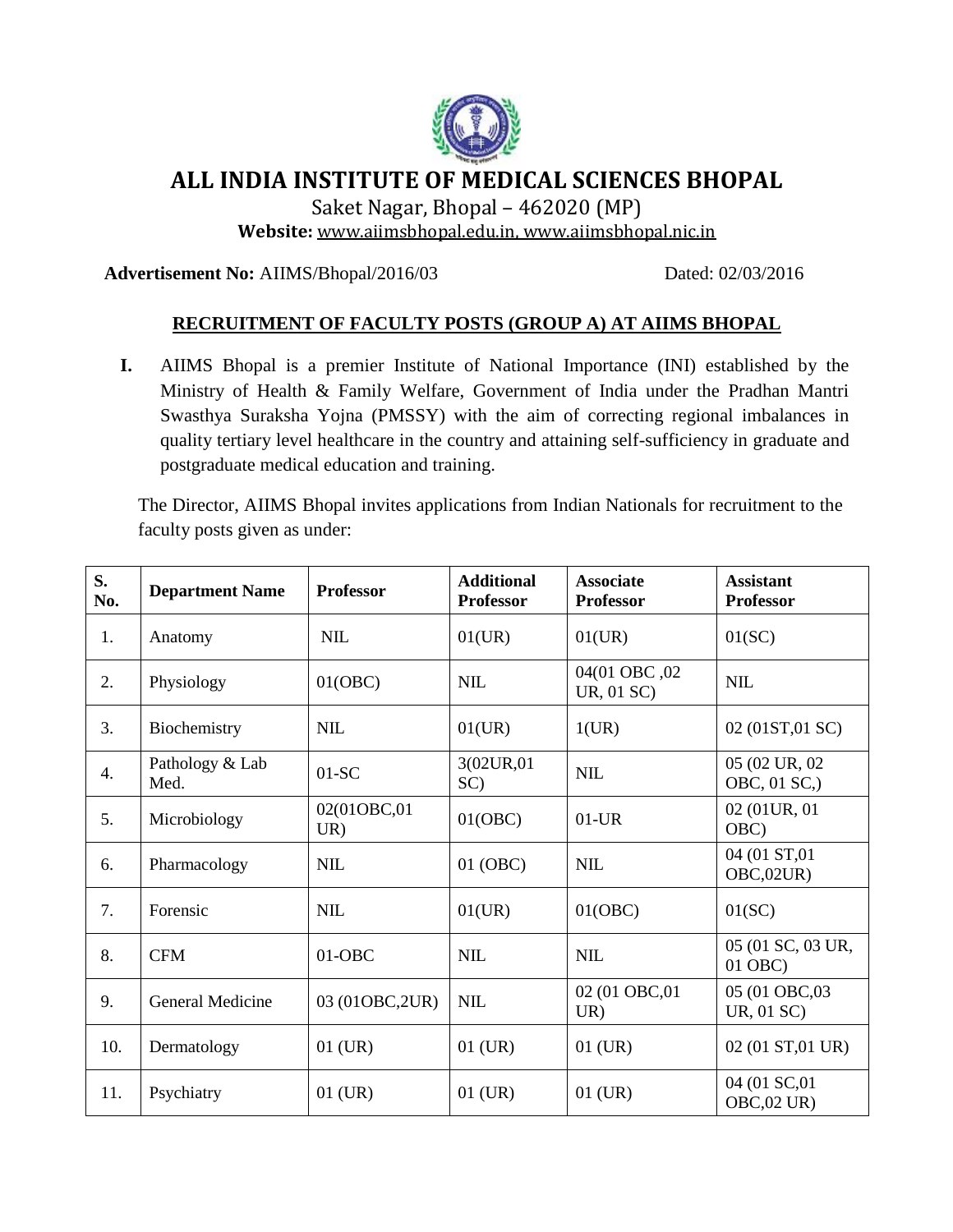# ALL INDIA INSTITUTE OF MEDICAL SCIENCES BHOPAL

Saket Nagar, Bhopal – 462020 (MP)

**Website:** www.aiimsbhopal.edu.in, www.aiimsbhopal.nic.in

**Advertisement No:** AIIMS/Bhopal/2016/03 Dated: 02/03/2016

## RECRUITMENT OF FACULTY POSTS (GROUP A) AT AIIMS BHOPAL

**I.** AIIMS Bhopal is a premier Institute of National Importance (INI) established by the Ministry of Health & Family Welfare, Government of India under the Pradhan Mantri Swasthya Suraksha Yojna (PMSSY) with the aim of correcting regional imbalances in quality tertiary level healthcare in the country and attaining self-sufficiency in graduate and postgraduate medical education and training.

The Director, AIIMS Bhopal invites applications from Indian Nationals for recruitment to the faculty posts given as under:

| S. No. | Department Name | Professor | Additional Professor | Associate Professor | Assistant Professor |
|---|---|---|---|---|---|
| 1. | Anatomy | NIL | 01(UR) | 01(UR) | 01(SC) |
| 2. | Physiology | 01(OBC) | NIL | 04(01 OBC ,02 UR, 01 SC) | NIL |
| 3. | Biochemistry | NIL | 01(UR) | 1(UR) | 02 (01ST,01 SC) |
| 4. | Pathology & Lab Med. | 01-SC | 3(02UR,01 SC) | NIL | 05 (02 UR, 02 OBC, 01 SC,) |
| 5. | Microbiology | 02(01OBC,01 UR) | 01(OBC) | 01-UR | 02 (01UR, 01 OBC) |
| 6. | Pharmacology | NIL | 01 (OBC) | NIL | 04 (01 ST,01 OBC,02UR) |
| 7. | Forensic | NIL | 01(UR) | 01(OBC) | 01(SC) |
| 8. | CFM | 01-OBC | NIL | NIL | 05 (01 SC, 03 UR, 01 OBC) |
| 9. | General Medicine | 03 (01OBC,2UR) | NIL | 02 (01 OBC,01 UR) | 05 (01 OBC,03 UR, 01 SC) |
| 10. | Dermatology | 01 (UR) | 01 (UR) | 01 (UR) | 02 (01 ST,01 UR) |
| 11. | Psychiatry | 01 (UR) | 01 (UR) | 01 (UR) | 04 (01 SC,01 OBC,02 UR) |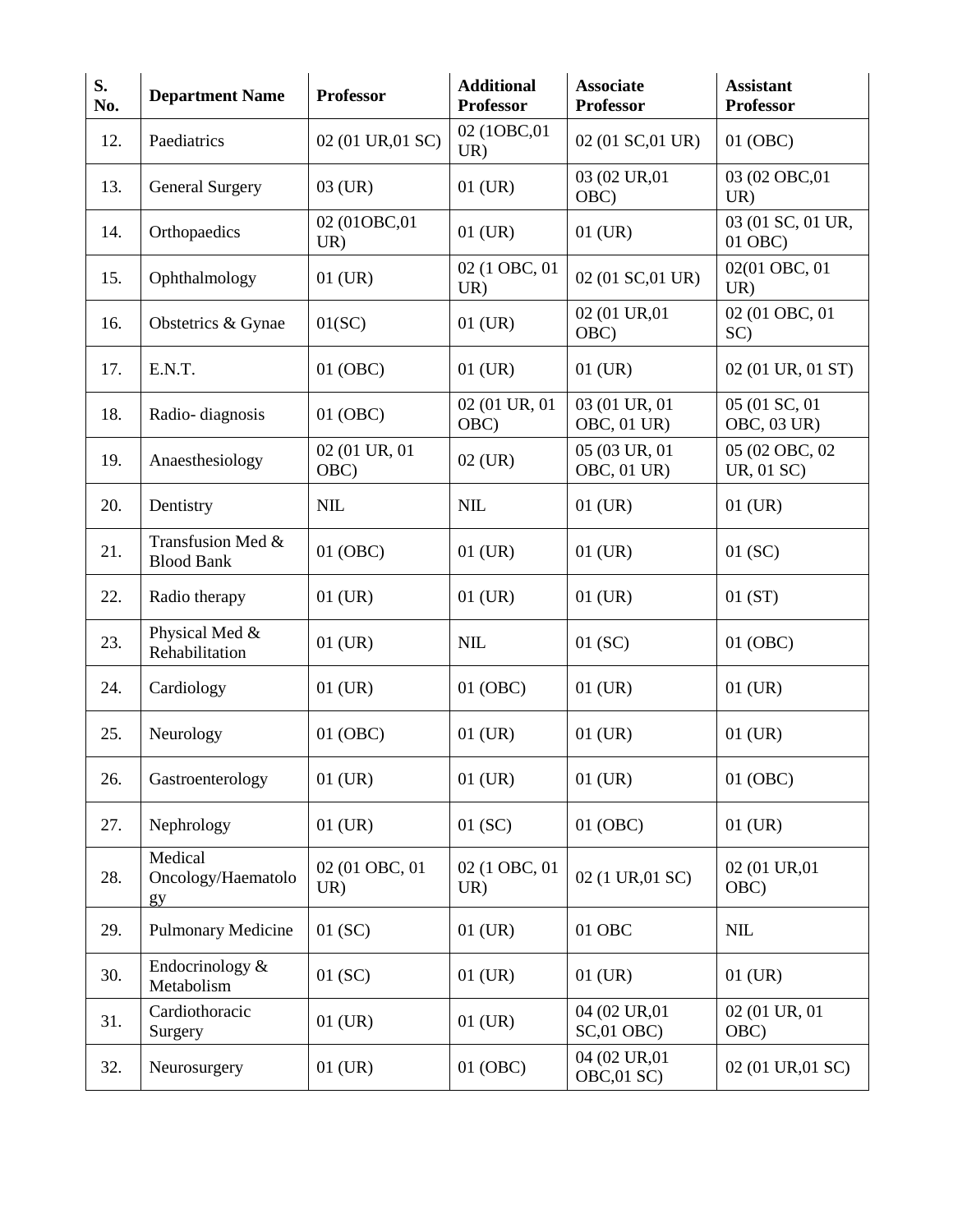| S. No. | Department Name | Professor | Additional Professor | Associate Professor | Assistant Professor |
|---|---|---|---|---|---|
| 12. | Paediatrics | 02 (01 UR,01 SC) | 02 (1OBC,01 UR) | 02 (01 SC,01 UR) | 01 (OBC) |
| 13. | General Surgery | 03 (UR) | 01 (UR) | 03 (02 UR,01 OBC) | 03 (02 OBC,01 UR) |
| 14. | Orthopaedics | 02 (01OBC,01 UR) | 01 (UR) | 01 (UR) | 03 (01 SC, 01 UR, 01 OBC) |
| 15. | Ophthalmology | 01 (UR) | 02 (1 OBC, 01 UR) | 02 (01 SC,01 UR) | 02(01 OBC, 01 UR) |
| 16. | Obstetrics & Gynae | 01(SC) | 01 (UR) | 02 (01 UR,01 OBC) | 02 (01 OBC, 01 SC) |
| 17. | E.N.T. | 01 (OBC) | 01 (UR) | 01 (UR) | 02 (01 UR, 01 ST) |
| 18. | Radio- diagnosis | 01 (OBC) | 02 (01 UR, 01 OBC) | 03 (01 UR, 01 OBC, 01 UR) | 05 (01 SC, 01 OBC, 03 UR) |
| 19. | Anaesthesiology | 02 (01 UR, 01 OBC) | 02 (UR) | 05 (03 UR, 01 OBC, 01 UR) | 05 (02 OBC, 02 UR, 01 SC) |
| 20. | Dentistry | NIL | NIL | 01 (UR) | 01 (UR) |
| 21. | Transfusion Med & Blood Bank | 01 (OBC) | 01 (UR) | 01 (UR) | 01 (SC) |
| 22. | Radio therapy | 01 (UR) | 01 (UR) | 01 (UR) | 01 (ST) |
| 23. | Physical Med & Rehabilitation | 01 (UR) | NIL | 01 (SC) | 01 (OBC) |
| 24. | Cardiology | 01 (UR) | 01 (OBC) | 01 (UR) | 01 (UR) |
| 25. | Neurology | 01 (OBC) | 01 (UR) | 01 (UR) | 01 (UR) |
| 26. | Gastroenterology | 01 (UR) | 01 (UR) | 01 (UR) | 01 (OBC) |
| 27. | Nephrology | 01 (UR) | 01 (SC) | 01 (OBC) | 01 (UR) |
| 28. | Medical Oncology/Haematolo gy | 02 (01 OBC, 01 UR) | 02 (1 OBC, 01 UR) | 02 (1 UR,01 SC) | 02 (01 UR,01 OBC) |
| 29. | Pulmonary Medicine | 01 (SC) | 01 (UR) | 01 OBC | NIL |
| 30. | Endocrinology & Metabolism | 01 (SC) | 01 (UR) | 01 (UR) | 01 (UR) |
| 31. | Cardiothoracic Surgery | 01 (UR) | 01 (UR) | 04 (02 UR,01 SC,01 OBC) | 02 (01 UR, 01 OBC) |
| 32. | Neurosurgery | 01 (UR) | 01 (OBC) | 04 (02 UR,01 OBC,01 SC) | 02 (01 UR,01 SC) |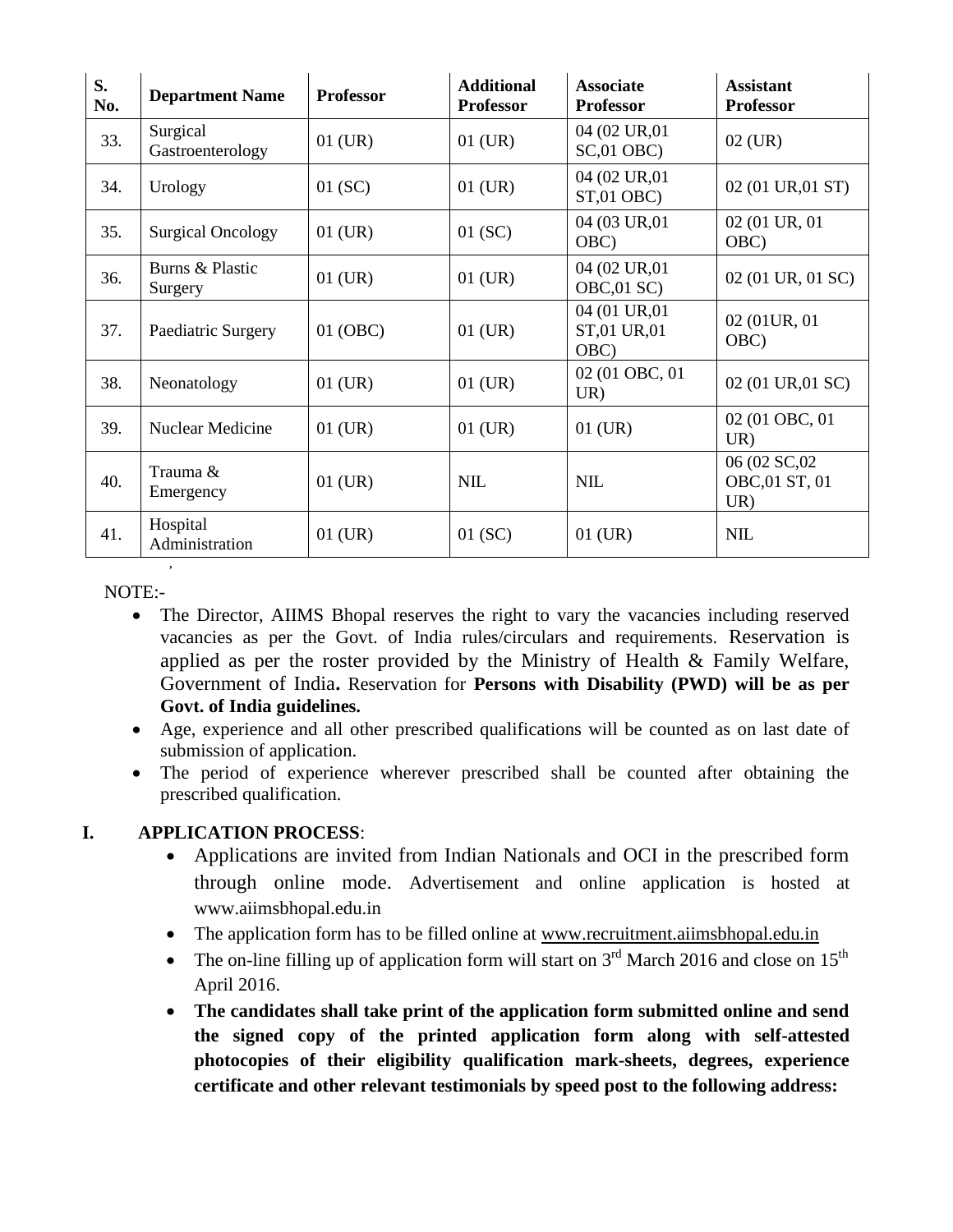| S. No. | Department Name | Professor | Additional Professor | Associate Professor | Assistant Professor |
|---|---|---|---|---|---|
| 33. | Surgical Gastroenterology | 01 (UR) | 01 (UR) | 04 (02 UR,01 SC,01 OBC) | 02 (UR) |
| 34. | Urology | 01 (SC) | 01 (UR) | 04 (02 UR,01 ST,01 OBC) | 02 (01 UR,01 ST) |
| 35. | Surgical Oncology | 01 (UR) | 01 (SC) | 04 (03 UR,01 OBC) | 02 (01 UR, 01 OBC) |
| 36. | Burns & Plastic Surgery | 01 (UR) | 01 (UR) | 04 (02 UR,01 OBC,01 SC) | 02 (01 UR, 01 SC) |
| 37. | Paediatric Surgery | 01 (OBC) | 01 (UR) | 04 (01 UR,01 ST,01 UR,01 OBC) | 02 (01UR, 01 OBC) |
| 38. | Neonatology | 01 (UR) | 01 (UR) | 02 (01 OBC, 01 UR) | 02 (01 UR,01 SC) |
| 39. | Nuclear Medicine | 01 (UR) | 01 (UR) | 01 (UR) | 02 (01 OBC, 01 UR) |
| 40. | Trauma & Emergency | 01 (UR) | NIL | NIL | 06 (02 SC,02 OBC,01 ST, 01 UR) |
| 41. | Hospital Administration | 01 (UR) | 01 (SC) | 01 (UR) | NIL |

NOTE:-

- The Director, AIIMS Bhopal reserves the right to vary the vacancies including reserved vacancies as per the Govt. of India rules/circulars and requirements. Reservation is applied as per the roster provided by the Ministry of Health & Family Welfare, Government of India**.** Reservation for **Persons with Disability (PWD) will be as per Govt. of India guidelines.**
- Age, experience and all other prescribed qualifications will be counted as on last date of submission of application.
- The period of experience wherever prescribed shall be counted after obtaining the prescribed qualification.

## I. APPLICATION PROCESS:

- Applications are invited from Indian Nationals and OCI in the prescribed form through online mode. Advertisement and online application is hosted at www.aiimsbhopal.edu.in
- The application form has to be filled online at www.recruitment.aiimsbhopal.edu.in
- The on-line filling up of application form will start on 3rd March 2016 and close on 15th April 2016.
- **The candidates shall take print of the application form submitted online and send the signed copy of the printed application form along with self-attested photocopies of their eligibility qualification mark-sheets, degrees, experience certificate and other relevant testimonials by speed post to the following address:**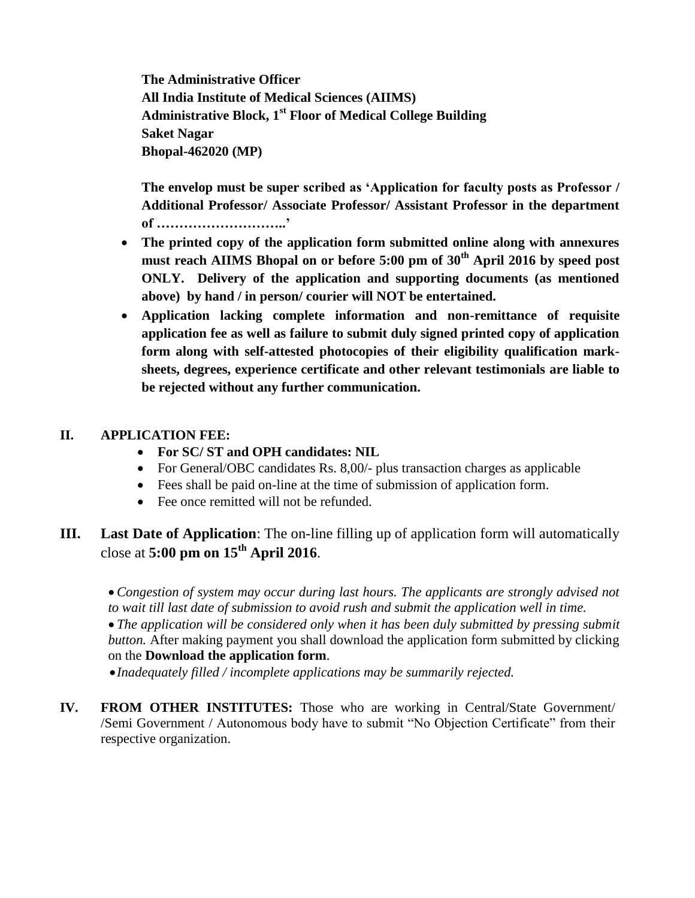**The Administrative Officer**
**All India Institute of Medical Sciences (AIIMS)**
**Administrative Block, 1st Floor of Medical College Building**
**Saket Nagar**
**Bhopal-462020 (MP)**

**The envelop must be super scribed as 'Application for faculty posts as Professor / Additional Professor/ Associate Professor/ Assistant Professor in the department of ………………………..'**

- **The printed copy of the application form submitted online along with annexures must reach AIIMS Bhopal on or before 5:00 pm of 30th April 2016 by speed post ONLY. Delivery of the application and supporting documents (as mentioned above) by hand / in person/ courier will NOT be entertained.**
- **Application lacking complete information and non-remittance of requisite application fee as well as failure to submit duly signed printed copy of application form along with self-attested photocopies of their eligibility qualification mark-sheets, degrees, experience certificate and other relevant testimonials are liable to be rejected without any further communication.**

## II. APPLICATION FEE:

- **For SC/ ST and OPH candidates: NIL**
- For General/OBC candidates Rs. 8,00/- plus transaction charges as applicable
- Fees shall be paid on-line at the time of submission of application form.
- Fee once remitted will not be refunded.

## III. Last Date of Application: The on-line filling up of application form will automatically close at **5:00 pm on 15th April 2016**.

- *Congestion of system may occur during last hours. The applicants are strongly advised not to wait till last date of submission to avoid rush and submit the application well in time.*
- *The application will be considered only when it has been duly submitted by pressing submit button.* After making payment you shall download the application form submitted by clicking on the **Download the application form**.
- *Inadequately filled / incomplete applications may be summarily rejected.*

**IV. FROM OTHER INSTITUTES:** Those who are working in Central/State Government/ /Semi Government / Autonomous body have to submit "No Objection Certificate" from their respective organization.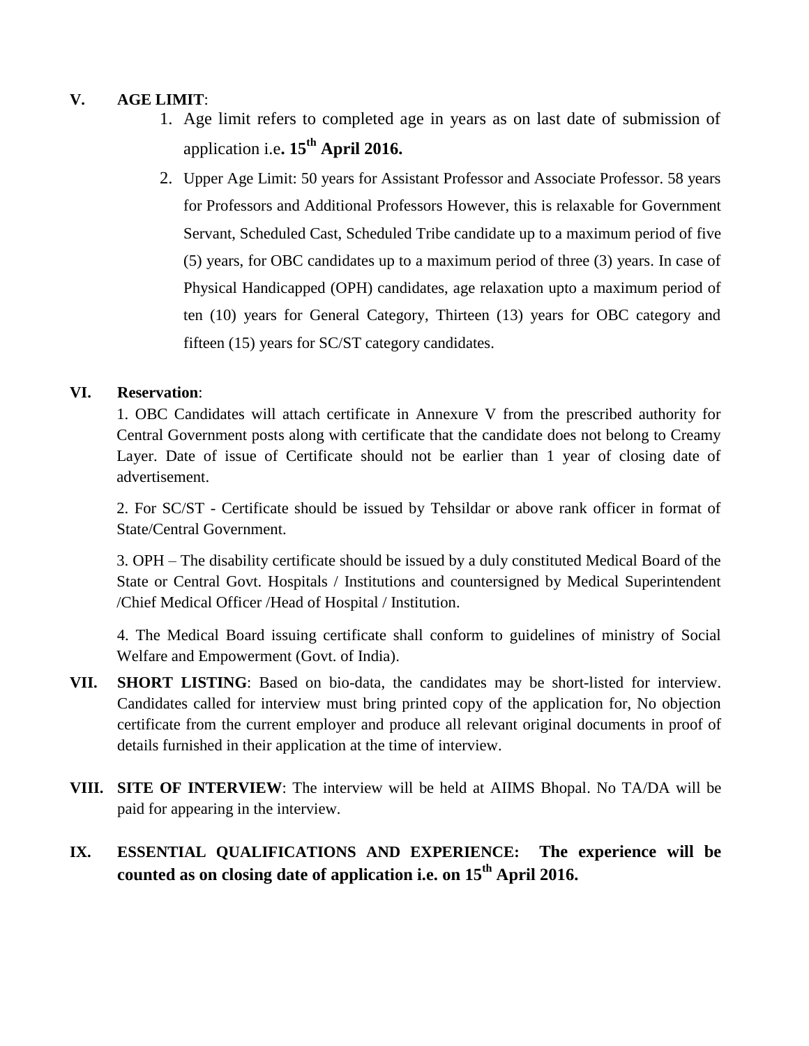**V. AGE LIMIT**:

1. Age limit refers to completed age in years as on last date of submission of application i.e**. 15th April 2016.**
2. Upper Age Limit: 50 years for Assistant Professor and Associate Professor. 58 years for Professors and Additional Professors However, this is relaxable for Government Servant, Scheduled Cast, Scheduled Tribe candidate up to a maximum period of five (5) years, for OBC candidates up to a maximum period of three (3) years. In case of Physical Handicapped (OPH) candidates, age relaxation upto a maximum period of ten (10) years for General Category, Thirteen (13) years for OBC category and fifteen (15) years for SC/ST category candidates.

**VI. Reservation**:

1. OBC Candidates will attach certificate in Annexure V from the prescribed authority for Central Government posts along with certificate that the candidate does not belong to Creamy Layer. Date of issue of Certificate should not be earlier than 1 year of closing date of advertisement.

2. For SC/ST - Certificate should be issued by Tehsildar or above rank officer in format of State/Central Government.

3. OPH – The disability certificate should be issued by a duly constituted Medical Board of the State or Central Govt. Hospitals / Institutions and countersigned by Medical Superintendent /Chief Medical Officer /Head of Hospital / Institution.

4. The Medical Board issuing certificate shall conform to guidelines of ministry of Social Welfare and Empowerment (Govt. of India).

**VII. SHORT LISTING**: Based on bio-data, the candidates may be short-listed for interview. Candidates called for interview must bring printed copy of the application for, No objection certificate from the current employer and produce all relevant original documents in proof of details furnished in their application at the time of interview.

**VIII. SITE OF INTERVIEW**: The interview will be held at AIIMS Bhopal. No TA/DA will be paid for appearing in the interview.

**IX. ESSENTIAL QUALIFICATIONS AND EXPERIENCE: The experience will be counted as on closing date of application i.e. on 15th April 2016.**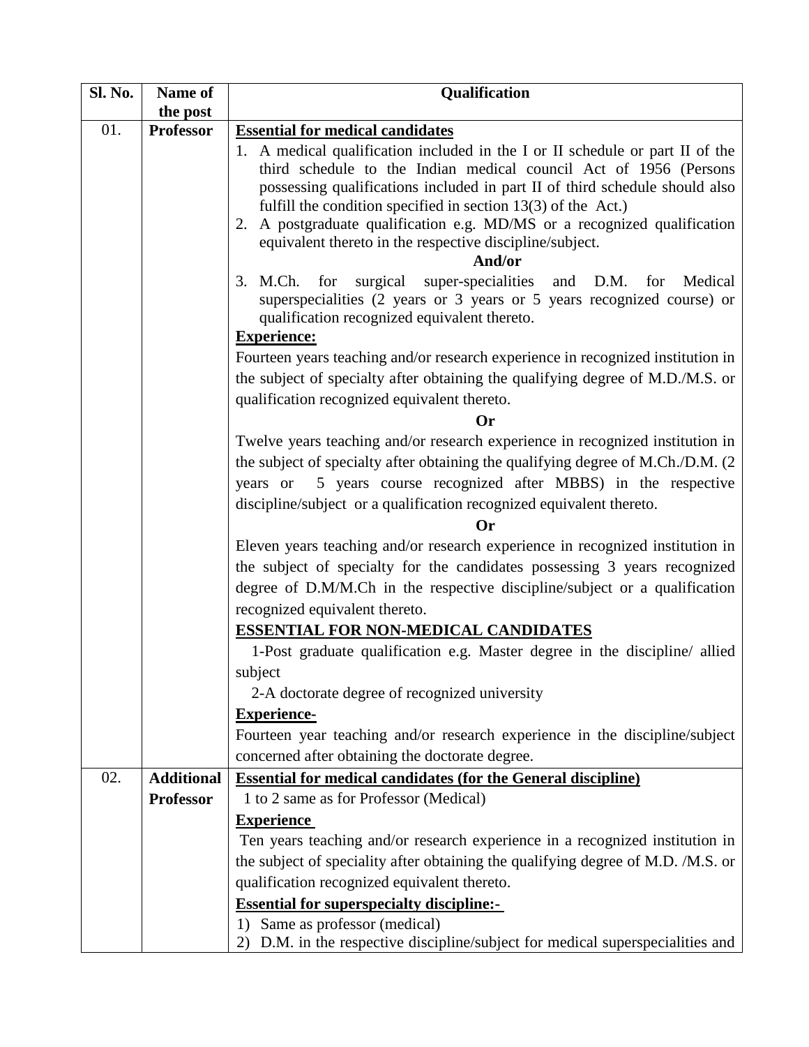| Sl. No. | Name of the post | Qualification |
|---|---|---|
| 01. | **Professor** | **<u>Essential for medical candidates</u>**<br>1. A medical qualification included in the I or II schedule or part II of the third schedule to the Indian medical council Act of 1956 (Persons possessing qualifications included in part II of third schedule should also fulfill the condition specified in section 13(3) of the Act.)<br>2. A postgraduate qualification e.g. MD/MS or a recognized qualification equivalent thereto in the respective discipline/subject.<br>**And/or**<br>3. M.Ch. for surgical super-specialities and D.M. for Medical superspecialities (2 years or 3 years or 5 years recognized course) or qualification recognized equivalent thereto.<br>**<u>Experience:</u>**<br>Fourteen years teaching and/or research experience in recognized institution in the subject of specialty after obtaining the qualifying degree of M.D./M.S. or qualification recognized equivalent thereto.<br>**Or**<br>Twelve years teaching and/or research experience in recognized institution in the subject of specialty after obtaining the qualifying degree of M.Ch./D.M. (2 years or 5 years course recognized after MBBS) in the respective discipline/subject or a qualification recognized equivalent thereto.<br>**Or**<br>Eleven years teaching and/or research experience in recognized institution in the subject of specialty for the candidates possessing 3 years recognized degree of D.M/M.Ch in the respective discipline/subject or a qualification recognized equivalent thereto.<br>**<u>ESSENTIAL FOR NON-MEDICAL CANDIDATES</u>**<br>1-Post graduate qualification e.g. Master degree in the discipline/ allied subject<br>2-A doctorate degree of recognized university<br>**<u>Experience-</u>**<br>Fourteen year teaching and/or research experience in the discipline/subject concerned after obtaining the doctorate degree. |
| 02. | **Additional Professor** | **<u>Essential for medical candidates (for the General discipline)</u>**<br>1 to 2 same as for Professor (Medical)<br>**<u>Experience</u>**<br>Ten years teaching and/or research experience in a recognized institution in the subject of speciality after obtaining the qualifying degree of M.D. /M.S. or qualification recognized equivalent thereto.<br>**<u>Essential for superspecialty discipline:-</u>**<br>1) Same as professor (medical)<br>2) D.M. in the respective discipline/subject for medical superspecialities and |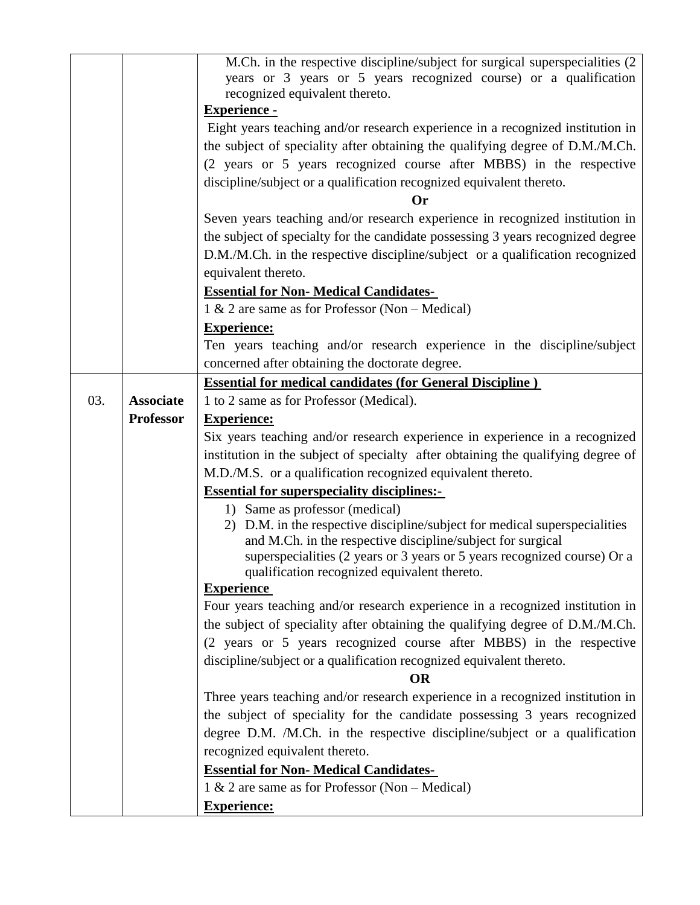| | | |
|---|---|---|
| | | M.Ch. in the respective discipline/subject for surgical superspecialities (2 years or 3 years or 5 years recognized course) or a qualification recognized equivalent thereto.<br>**Experience -**<br>Eight years teaching and/or research experience in a recognized institution in the subject of speciality after obtaining the qualifying degree of D.M./M.Ch. (2 years or 5 years recognized course after MBBS) in the respective discipline/subject or a qualification recognized equivalent thereto.<br>**Or**<br>Seven years teaching and/or research experience in recognized institution in the subject of specialty for the candidate possessing 3 years recognized degree D.M./M.Ch. in the respective discipline/subject or a qualification recognized equivalent thereto.<br>**Essential for Non- Medical Candidates-**<br>1 & 2 are same as for Professor (Non – Medical)<br>**Experience:**<br>Ten years teaching and/or research experience in the discipline/subject concerned after obtaining the doctorate degree. |
| 03. | **Associate Professor** | **Essential for medical candidates (for General Discipline )**<br>1 to 2 same as for Professor (Medical).<br>**Experience:**<br>Six years teaching and/or research experience in experience in a recognized institution in the subject of specialty after obtaining the qualifying degree of M.D./M.S. or a qualification recognized equivalent thereto.<br>**Essential for superspeciality disciplines:-**<br>1) Same as professor (medical)<br>2) D.M. in the respective discipline/subject for medical superspecialities and M.Ch. in the respective discipline/subject for surgical superspecialities (2 years or 3 years or 5 years recognized course) Or a qualification recognized equivalent thereto.<br>**Experience**<br>Four years teaching and/or research experience in a recognized institution in the subject of speciality after obtaining the qualifying degree of D.M./M.Ch. (2 years or 5 years recognized course after MBBS) in the respective discipline/subject or a qualification recognized equivalent thereto.<br>**OR**<br>Three years teaching and/or research experience in a recognized institution in the subject of speciality for the candidate possessing 3 years recognized degree D.M. /M.Ch. in the respective discipline/subject or a qualification recognized equivalent thereto.<br>**Essential for Non- Medical Candidates-**<br>1 & 2 are same as for Professor (Non – Medical)<br>**Experience:** |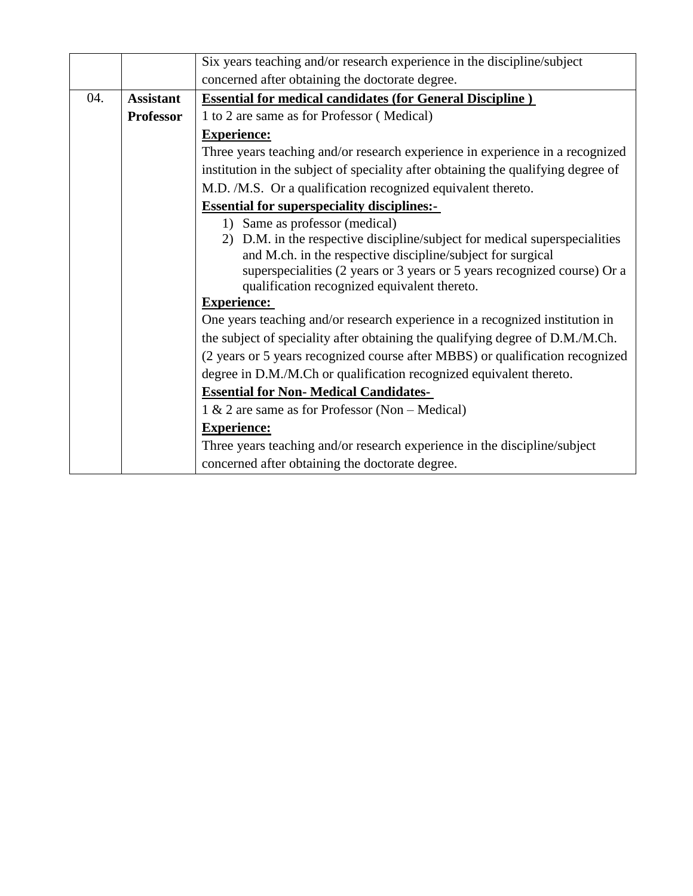| | | |
|---|---|---|
| | | Six years teaching and/or research experience in the discipline/subject concerned after obtaining the doctorate degree. |
| 04. | **Assistant Professor** | **<u>Essential for medical candidates (for General Discipline )</u>**<br>1 to 2 are same as for Professor ( Medical)<br>**<u>Experience:</u>**<br>Three years teaching and/or research experience in experience in a recognized institution in the subject of speciality after obtaining the qualifying degree of M.D. /M.S. Or a qualification recognized equivalent thereto.<br>**<u>Essential for superspeciality disciplines:-</u>**<br>1) Same as professor (medical)<br>2) D.M. in the respective discipline/subject for medical superspecialities and M.ch. in the respective discipline/subject for surgical superspecialities (2 years or 3 years or 5 years recognized course) Or a qualification recognized equivalent thereto.<br>**<u>Experience:</u>**<br>One years teaching and/or research experience in a recognized institution in the subject of speciality after obtaining the qualifying degree of D.M./M.Ch. (2 years or 5 years recognized course after MBBS) or qualification recognized degree in D.M./M.Ch or qualification recognized equivalent thereto.<br>**<u>Essential for Non- Medical Candidates-</u>**<br>1 & 2 are same as for Professor (Non – Medical)<br>**<u>Experience:</u>**<br>Three years teaching and/or research experience in the discipline/subject concerned after obtaining the doctorate degree. |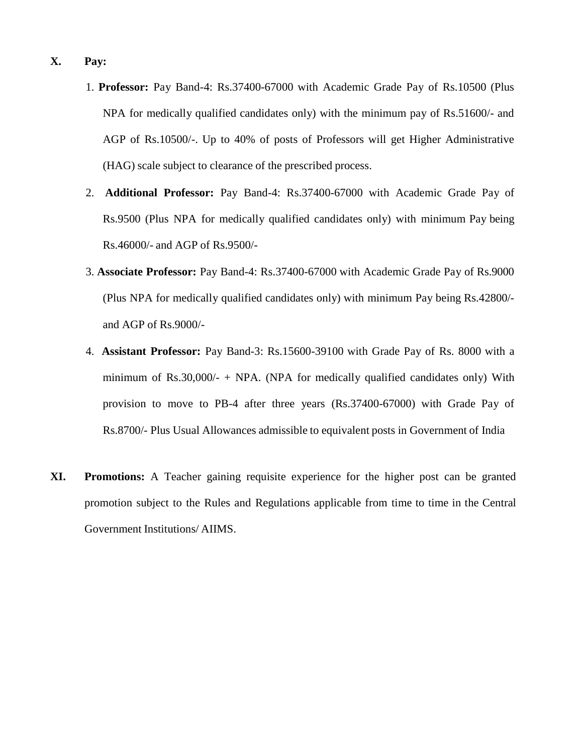**X. Pay:**

1. **Professor:** Pay Band-4: Rs.37400-67000 with Academic Grade Pay of Rs.10500 (Plus NPA for medically qualified candidates only) with the minimum pay of Rs.51600/- and AGP of Rs.10500/-. Up to 40% of posts of Professors will get Higher Administrative (HAG) scale subject to clearance of the prescribed process.

2. **Additional Professor:** Pay Band-4: Rs.37400-67000 with Academic Grade Pay of Rs.9500 (Plus NPA for medically qualified candidates only) with minimum Pay being Rs.46000/- and AGP of Rs.9500/-

3. **Associate Professor:** Pay Band-4: Rs.37400-67000 with Academic Grade Pay of Rs.9000 (Plus NPA for medically qualified candidates only) with minimum Pay being Rs.42800/- and AGP of Rs.9000/-

4. **Assistant Professor:** Pay Band-3: Rs.15600-39100 with Grade Pay of Rs. 8000 with a minimum of Rs.30,000/- + NPA. (NPA for medically qualified candidates only) With provision to move to PB-4 after three years (Rs.37400-67000) with Grade Pay of Rs.8700/- Plus Usual Allowances admissible to equivalent posts in Government of India

**XI. Promotions:** A Teacher gaining requisite experience for the higher post can be granted promotion subject to the Rules and Regulations applicable from time to time in the Central Government Institutions/ AIIMS.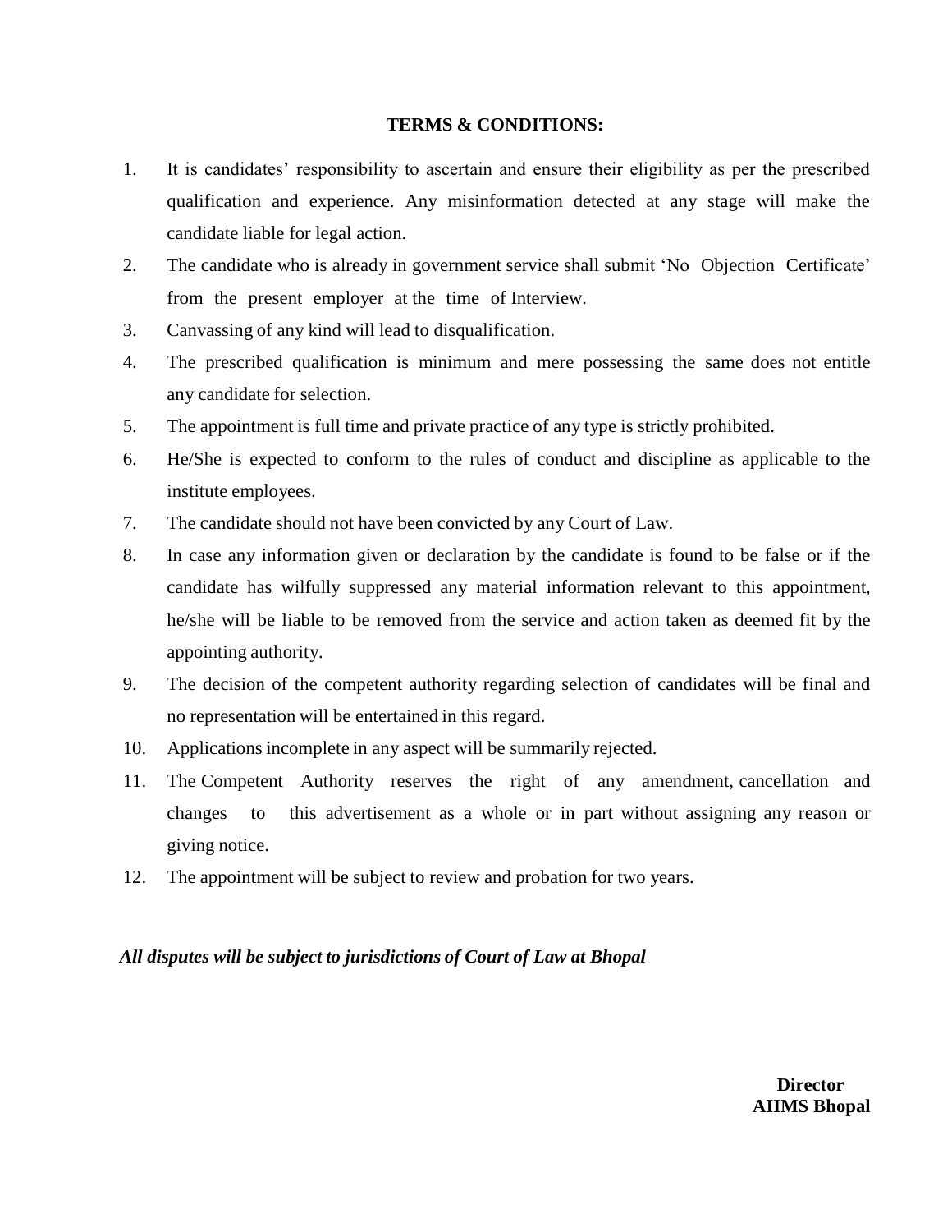**TERMS & CONDITIONS:**

1. It is candidates' responsibility to ascertain and ensure their eligibility as per the prescribed qualification and experience. Any misinformation detected at any stage will make the candidate liable for legal action.
2. The candidate who is already in government service shall submit 'No Objection Certificate' from the present employer at the time of Interview.
3. Canvassing of any kind will lead to disqualification.
4. The prescribed qualification is minimum and mere possessing the same does not entitle any candidate for selection.
5. The appointment is full time and private practice of any type is strictly prohibited.
6. He/She is expected to conform to the rules of conduct and discipline as applicable to the institute employees.
7. The candidate should not have been convicted by any Court of Law.
8. In case any information given or declaration by the candidate is found to be false or if the candidate has wilfully suppressed any material information relevant to this appointment, he/she will be liable to be removed from the service and action taken as deemed fit by the appointing authority.
9. The decision of the competent authority regarding selection of candidates will be final and no representation will be entertained in this regard.
10. Applications incomplete in any aspect will be summarily rejected.
11. The Competent Authority reserves the right of any amendment, cancellation and changes to this advertisement as a whole or in part without assigning any reason or giving notice.
12. The appointment will be subject to review and probation for two years.

***All disputes will be subject to jurisdictions of Court of Law at Bhopal***

**Director**
**AIIMS Bhopal**